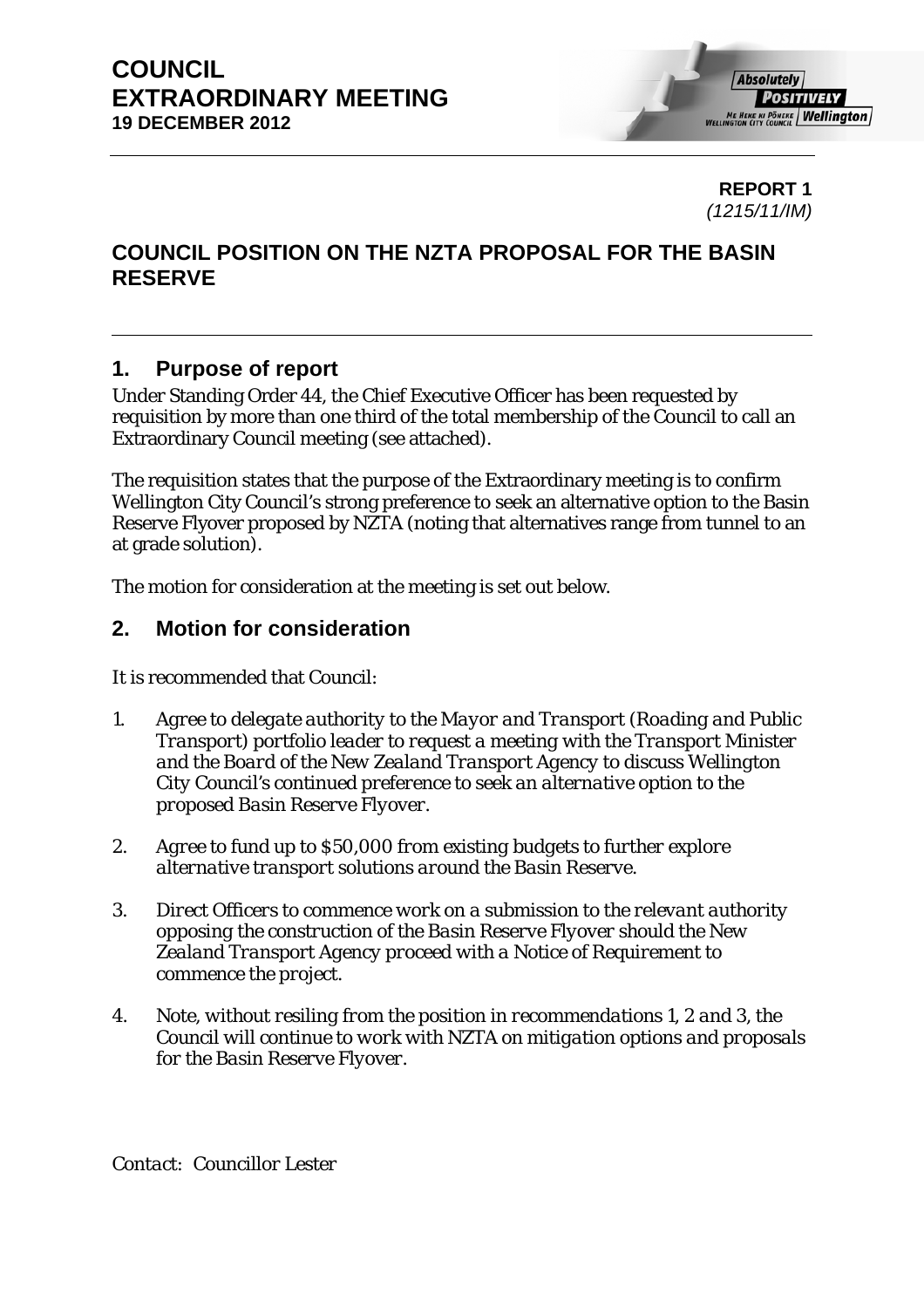**COUNCIL**
**EXTRAORDINARY MEETING**
**19 DECEMBER 2012**

**REPORT 1**
*(1215/11/IM)*

# COUNCIL POSITION ON THE NZTA PROPOSAL FOR THE BASIN RESERVE

## 1. Purpose of report

Under Standing Order 44, the Chief Executive Officer has been requested by requisition by more than one third of the total membership of the Council to call an Extraordinary Council meeting (see attached).

The requisition states that the purpose of the Extraordinary meeting is to confirm Wellington City Council's strong preference to seek an alternative option to the Basin Reserve Flyover proposed by NZTA (noting that alternatives range from tunnel to an at grade solution).

The motion for consideration at the meeting is set out below.

## 2. Motion for consideration

*It is recommended that Council:*

1. *Agree to delegate authority to the Mayor and Transport (Roading and Public Transport) portfolio leader to request a meeting with the Transport Minister and the Board of the New Zealand Transport Agency to discuss Wellington City Council's continued preference to seek an alternative option to the proposed Basin Reserve Flyover.*

2. *Agree to fund up to $50,000 from existing budgets to further explore alternative transport solutions around the Basin Reserve.*

3. *Direct Officers to commence work on a submission to the relevant authority opposing the construction of the Basin Reserve Flyover should the New Zealand Transport Agency proceed with a Notice of Requirement to commence the project.*

4. *Note, without resiling from the position in recommendations 1, 2 and 3, the Council will continue to work with NZTA on mitigation options and proposals for the Basin Reserve Flyover.*

*Contact: Councillor Lester*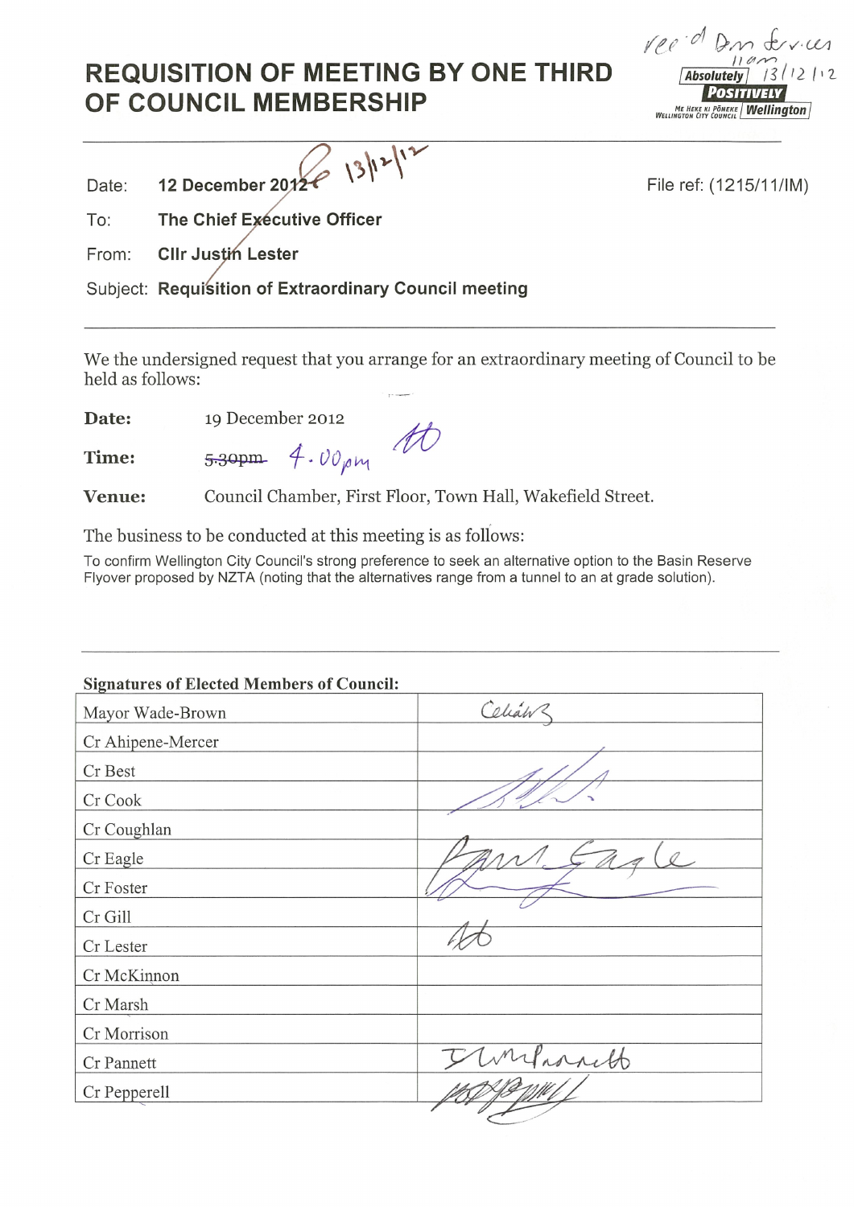# REQUISITION OF MEETING BY ONE THIRD OF COUNCIL MEMBERSHIP

rec'd Dm Services 11am 13/12/12

Absolutely POSITIVELY Wellington
ME HEKE KI PŌNEKE WELLINGTON CITY COUNCIL

---

**Date:** **12 December 2012** 13/12/12

**File ref:** (1215/11/IM)

**To:** **The Chief Executive Officer**

**From:** **Cllr Justin Lester**

**Subject:** **Requisition of Extraordinary Council meeting**

---

We the undersigned request that you arrange for an extraordinary meeting of Council to be held as follows:

**Date:** 19 December 2012

**Time:** ~~5.30pm~~ 4.00pm JL

**Venue:** Council Chamber, First Floor, Town Hall, Wakefield Street.

The business to be conducted at this meeting is as follows:

To confirm Wellington City Council's strong preference to seek an alternative option to the Basin Reserve Flyover proposed by NZTA (noting that the alternatives range from a tunnel to an at grade solution).

---

**Signatures of Elected Members of Council:**

| | |
|---|---|
| Mayor Wade-Brown | Celia WB |
| Cr Ahipene-Mercer | |
| Cr Best | [signature] |
| Cr Cook | |
| Cr Coughlan | |
| Cr Eagle | Paul Eagle |
| Cr Foster | [signature] |
| Cr Gill | |
| Cr Lester | JL |
| Cr McKinnon | |
| Cr Marsh | |
| Cr Morrison | |
| Cr Pannett | I M Pannett |
| Cr Pepperell | [signature] |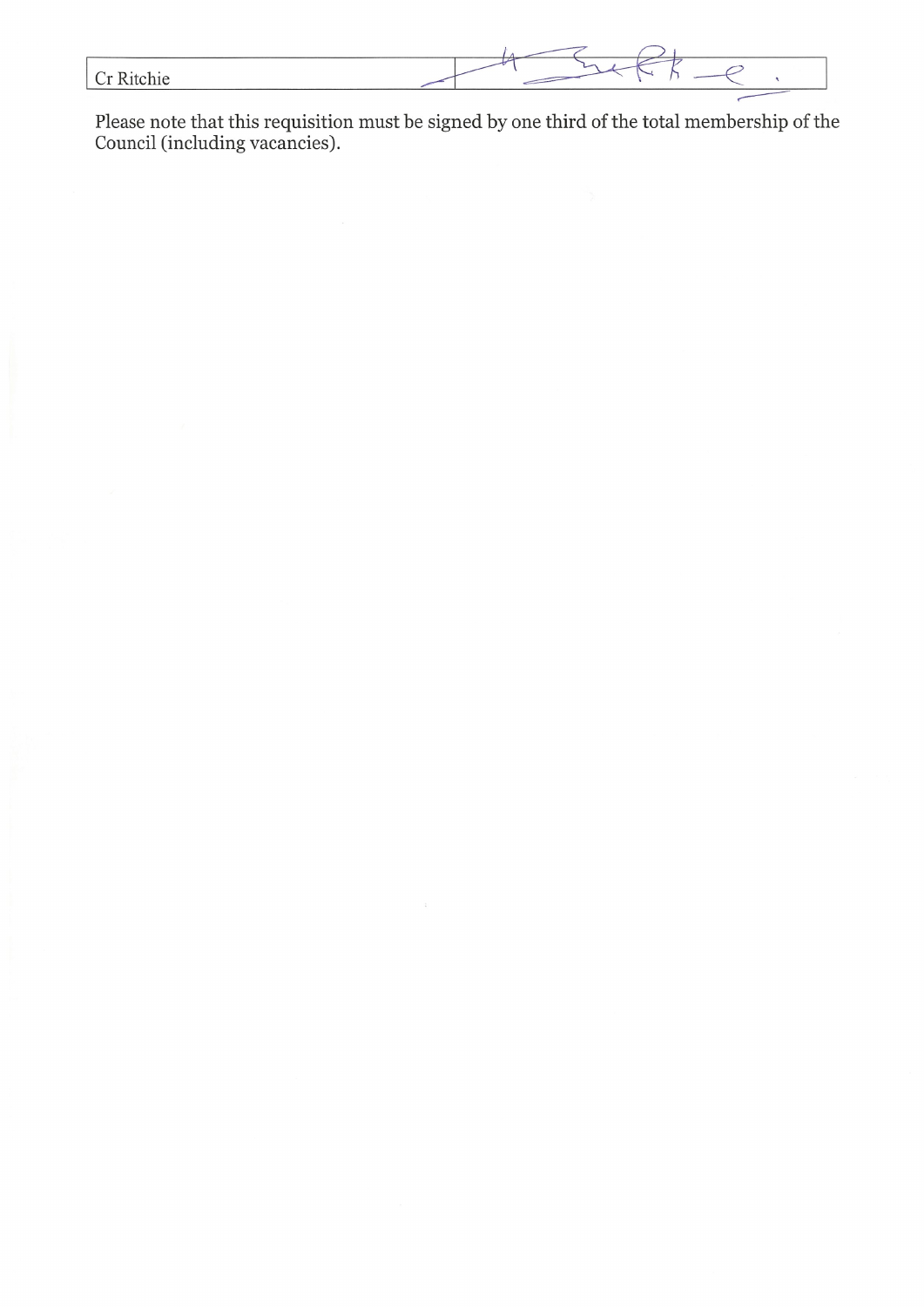| | |
|---|---|
| Cr Ritchie | |

Please note that this requisition must be signed by one third of the total membership of the Council (including vacancies).